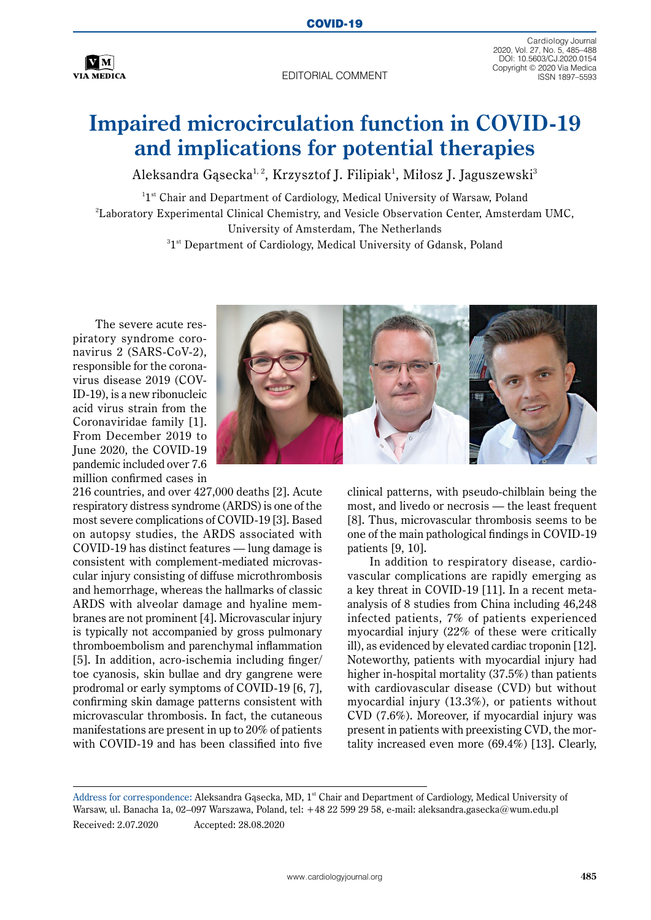EDITORIAL COMMENT

# Impaired microcirculation function in COVID-19 and implications for potential therapies

Aleksandra Gąsecka[1, 2], Krzysztof J. Filipiak[1], Miłosz J. Jaguszewski[3]

[1]1st Chair and Department of Cardiology, Medical University of Warsaw, Poland
[2]Laboratory Experimental Clinical Chemistry, and Vesicle Observation Center, Amsterdam UMC, University of Amsterdam, The Netherlands
[3]1st Department of Cardiology, Medical University of Gdansk, Poland

The severe acute respiratory syndrome coronavirus 2 (SARS-CoV-2), responsible for the coronavirus disease 2019 (COVID-19), is a new ribonucleic acid virus strain from the Coronaviridae family [1]. From December 2019 to June 2020, the COVID-19 pandemic included over 7.6 million confirmed cases in 216 countries, and over 427,000 deaths [2]. Acute respiratory distress syndrome (ARDS) is one of the most severe complications of COVID-19 [3]. Based on autopsy studies, the ARDS associated with COVID-19 has distinct features — lung damage is consistent with complement-mediated microvascular injury consisting of diffuse microthrombosis and hemorrhage, whereas the hallmarks of classic ARDS with alveolar damage and hyaline membranes are not prominent [4]. Microvascular injury is typically not accompanied by gross pulmonary thromboembolism and parenchymal inflammation [5]. In addition, acro-ischemia including finger/toe cyanosis, skin bullae and dry gangrene were prodromal or early symptoms of COVID-19 [6, 7], confirming skin damage patterns consistent with microvascular thrombosis. In fact, the cutaneous manifestations are present in up to 20% of patients with COVID-19 and has been classified into five clinical patterns, with pseudo-chilblain being the most, and livedo or necrosis — the least frequent [8]. Thus, microvascular thrombosis seems to be one of the main pathological findings in COVID-19 patients [9, 10].

In addition to respiratory disease, cardiovascular complications are rapidly emerging as a key threat in COVID-19 [11]. In a recent meta-analysis of 8 studies from China including 46,248 infected patients, 7% of patients experienced myocardial injury (22% of these were critically ill), as evidenced by elevated cardiac troponin [12]. Noteworthy, patients with myocardial injury had higher in-hospital mortality (37.5%) than patients with cardiovascular disease (CVD) but without myocardial injury (13.3%), or patients without CVD (7.6%). Moreover, if myocardial injury was present in patients with preexisting CVD, the mortality increased even more (69.4%) [13]. Clearly,

Address for correspondence: Aleksandra Gąsecka, MD, 1st Chair and Department of Cardiology, Medical University of Warsaw, ul. Banacha 1a, 02–097 Warszawa, Poland, tel: +48 22 599 29 58, e-mail: aleksandra.gasecka@wum.edu.pl

Received: 2.07.2020 Accepted: 28.08.2020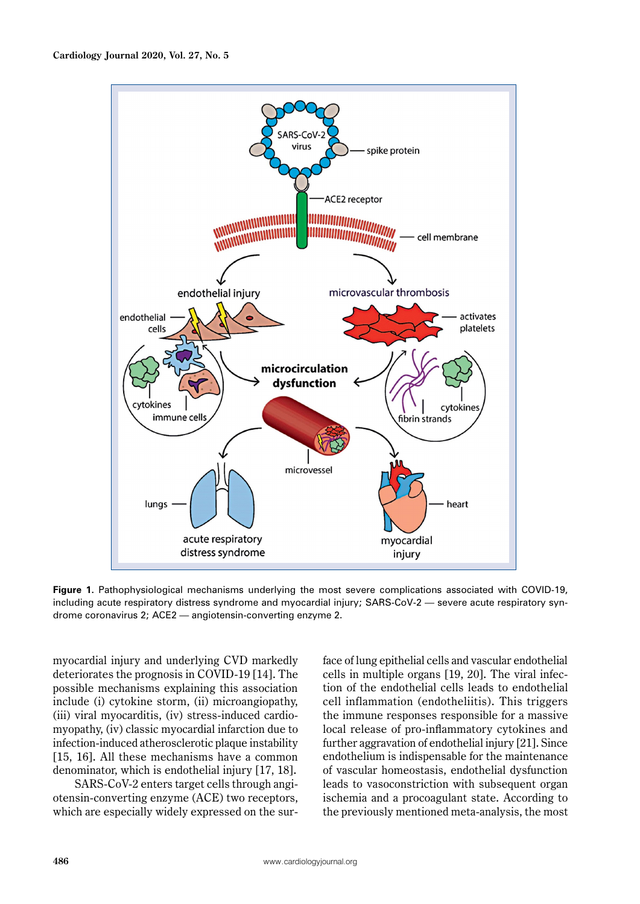**Figure 1.** Pathophysiological mechanisms underlying the most severe complications associated with COVID-19, including acute respiratory distress syndrome and myocardial injury; SARS-CoV-2 — severe acute respiratory syndrome coronavirus 2; ACE2 — angiotensin-converting enzyme 2.

myocardial injury and underlying CVD markedly deteriorates the prognosis in COVID-19 [14]. The possible mechanisms explaining this association include (i) cytokine storm, (ii) microangiopathy, (iii) viral myocarditis, (iv) stress-induced cardiomyopathy, (iv) classic myocardial infarction due to infection-induced atherosclerotic plaque instability [15, 16]. All these mechanisms have a common denominator, which is endothelial injury [17, 18].

SARS-CoV-2 enters target cells through angiotensin-converting enzyme (ACE) two receptors, which are especially widely expressed on the surface of lung epithelial cells and vascular endothelial cells in multiple organs [19, 20]. The viral infection of the endothelial cells leads to endothelial cell inflammation (endotheliitis). This triggers the immune responses responsible for a massive local release of pro-inflammatory cytokines and further aggravation of endothelial injury [21]. Since endothelium is indispensable for the maintenance of vascular homeostasis, endothelial dysfunction leads to vasoconstriction with subsequent organ ischemia and a procoagulant state. According to the previously mentioned meta-analysis, the most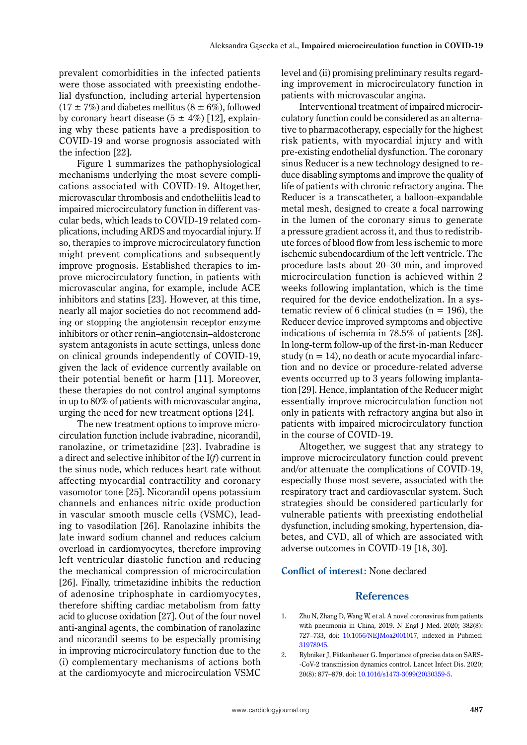prevalent comorbidities in the infected patients were those associated with preexisting endothelial dysfunction, including arterial hypertension ($17 \pm 7\%$) and diabetes mellitus ($8 \pm 6\%$), followed by coronary heart disease ($5 \pm 4\%$) [12], explaining why these patients have a predisposition to COVID-19 and worse prognosis associated with the infection [22].

Figure 1 summarizes the pathophysiological mechanisms underlying the most severe complications associated with COVID-19. Altogether, microvascular thrombosis and endotheliitis lead to impaired microcirculatory function in different vascular beds, which leads to COVID-19 related complications, including ARDS and myocardial injury. If so, therapies to improve microcirculatory function might prevent complications and subsequently improve prognosis. Established therapies to improve microcirculatory function, in patients with microvascular angina, for example, include ACE inhibitors and statins [23]. However, at this time, nearly all major societies do not recommend adding or stopping the angiotensin receptor enzyme inhibitors or other renin–angiotensin–aldosterone system antagonists in acute settings, unless done on clinical grounds independently of COVID-19, given the lack of evidence currently available on their potential benefit or harm [11]. Moreover, these therapies do not control anginal symptoms in up to 80% of patients with microvascular angina, urging the need for new treatment options [24].

The new treatment options to improve microcirculation function include ivabradine, nicorandil, ranolazine, or trimetazidine [23]. Ivabradine is a direct and selective inhibitor of the I(*f*) current in the sinus node, which reduces heart rate without affecting myocardial contractility and coronary vasomotor tone [25]. Nicorandil opens potassium channels and enhances nitric oxide production in vascular smooth muscle cells (VSMC), leading to vasodilation [26]. Ranolazine inhibits the late inward sodium channel and reduces calcium overload in cardiomyocytes, therefore improving left ventricular diastolic function and reducing the mechanical compression of microcirculation [26]. Finally, trimetazidine inhibits the reduction of adenosine triphosphate in cardiomyocytes, therefore shifting cardiac metabolism from fatty acid to glucose oxidation [27]. Out of the four novel anti-anginal agents, the combination of ranolazine and nicorandil seems to be especially promising in improving microcirculatory function due to the (i) complementary mechanisms of actions both at the cardiomyocyte and microcirculation VSMC level and (ii) promising preliminary results regarding improvement in microcirculatory function in patients with microvascular angina.

Interventional treatment of impaired microcirculatory function could be considered as an alternative to pharmacotherapy, especially for the highest risk patients, with myocardial injury and with pre-existing endothelial dysfunction. The coronary sinus Reducer is a new technology designed to reduce disabling symptoms and improve the quality of life of patients with chronic refractory angina. The Reducer is a transcatheter, a balloon-expandable metal mesh, designed to create a focal narrowing in the lumen of the coronary sinus to generate a pressure gradient across it, and thus to redistribute forces of blood flow from less ischemic to more ischemic subendocardium of the left ventricle. The procedure lasts about 20–30 min, and improved microcirculation function is achieved within 2 weeks following implantation, which is the time required for the device endothelization. In a systematic review of 6 clinical studies ($n = 196$), the Reducer device improved symptoms and objective indications of ischemia in 78.5% of patients [28]. In long-term follow-up of the first-in-man Reducer study ($n = 14$), no death or acute myocardial infarction and no device or procedure-related adverse events occurred up to 3 years following implantation [29]. Hence, implantation of the Reducer might essentially improve microcirculation function not only in patients with refractory angina but also in patients with impaired microcirculatory function in the course of COVID-19.

Altogether, we suggest that any strategy to improve microcirculatory function could prevent and/or attenuate the complications of COVID-19, especially those most severe, associated with the respiratory tract and cardiovascular system. Such strategies should be considered particularly for vulnerable patients with preexisting endothelial dysfunction, including smoking, hypertension, diabetes, and CVD, all of which are associated with adverse outcomes in COVID-19 [18, 30].

**Conflict of interest:** None declared

## References

1. Zhu N, Zhang D, Wang W, et al. A novel coronavirus from patients with pneumonia in China, 2019. N Engl J Med. 2020; 382(8): 727–733, doi: 10.1056/NEJMoa2001017, indexed in Pubmed: 31978945.
2. Rybniker J, Fätkenheuer G. Importance of precise data on SARS-CoV-2 transmission dynamics control. Lancet Infect Dis. 2020; 20(8): 877–879, doi: 10.1016/s1473-3099(20)30359-5.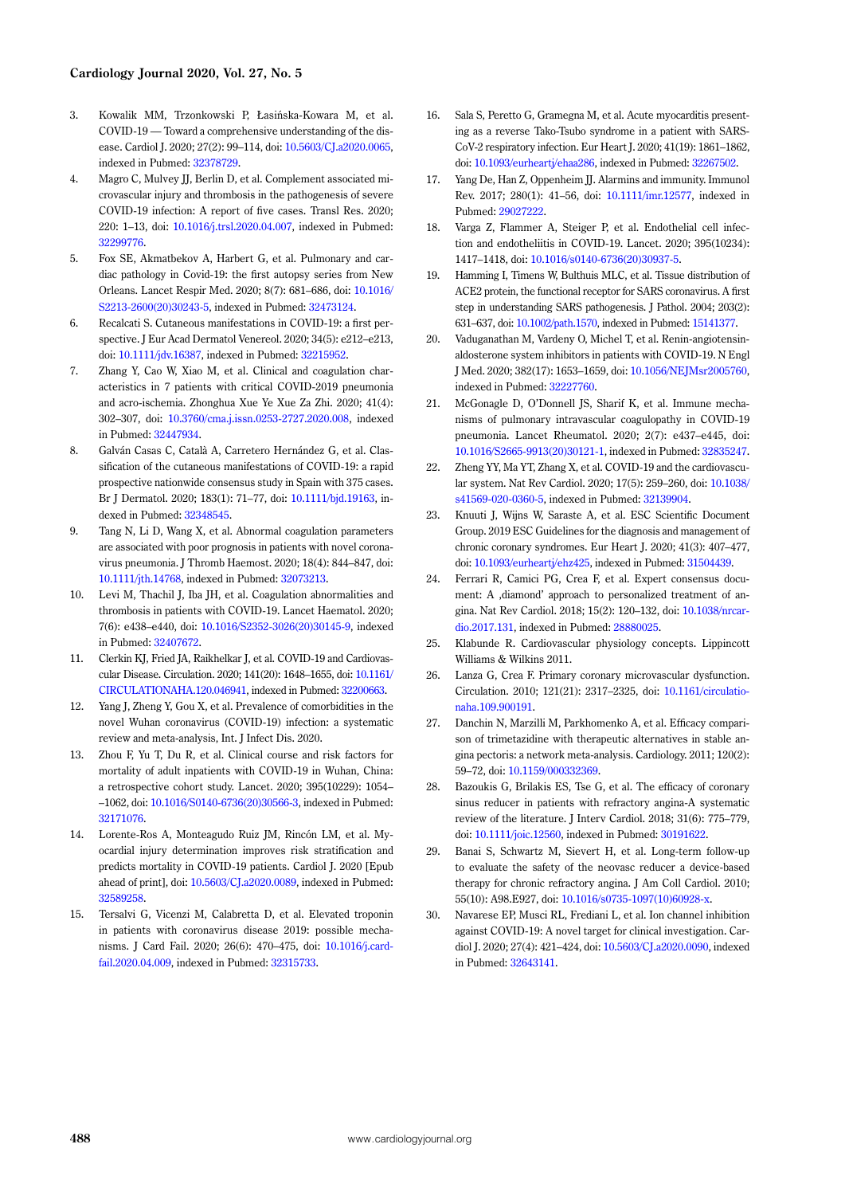3. Kowalik MM, Trzonkowski P, Łasińska-Kowara M, et al. COVID-19 — Toward a comprehensive understanding of the disease. Cardiol J. 2020; 27(2): 99–114, doi: 10.5603/CJ.a2020.0065, indexed in Pubmed: 32378729.
4. Magro C, Mulvey JJ, Berlin D, et al. Complement associated microvascular injury and thrombosis in the pathogenesis of severe COVID-19 infection: A report of five cases. Transl Res. 2020; 220: 1–13, doi: 10.1016/j.trsl.2020.04.007, indexed in Pubmed: 32299776.
5. Fox SE, Akmatbekov A, Harbert G, et al. Pulmonary and cardiac pathology in Covid-19: the first autopsy series from New Orleans. Lancet Respir Med. 2020; 8(7): 681–686, doi: 10.1016/S2213-2600(20)30243-5, indexed in Pubmed: 32473124.
6. Recalcati S. Cutaneous manifestations in COVID-19: a first perspective. J Eur Acad Dermatol Venereol. 2020; 34(5): e212–e213, doi: 10.1111/jdv.16387, indexed in Pubmed: 32215952.
7. Zhang Y, Cao W, Xiao M, et al. Clinical and coagulation characteristics in 7 patients with critical COVID-2019 pneumonia and acro-ischemia. Zhonghua Xue Ye Xue Za Zhi. 2020; 41(4): 302–307, doi: 10.3760/cma.j.issn.0253-2727.2020.008, indexed in Pubmed: 32447934.
8. Galván Casas C, Català A, Carretero Hernández G, et al. Classification of the cutaneous manifestations of COVID-19: a rapid prospective nationwide consensus study in Spain with 375 cases. Br J Dermatol. 2020; 183(1): 71–77, doi: 10.1111/bjd.19163, indexed in Pubmed: 32348545.
9. Tang N, Li D, Wang X, et al. Abnormal coagulation parameters are associated with poor prognosis in patients with novel coronavirus pneumonia. J Thromb Haemost. 2020; 18(4): 844–847, doi: 10.1111/jth.14768, indexed in Pubmed: 32073213.
10. Levi M, Thachil J, Iba JH, et al. Coagulation abnormalities and thrombosis in patients with COVID-19. Lancet Haematol. 2020; 7(6): e438–e440, doi: 10.1016/S2352-3026(20)30145-9, indexed in Pubmed: 32407672.
11. Clerkin KJ, Fried JA, Raikhelkar J, et al. COVID-19 and Cardiovascular Disease. Circulation. 2020; 141(20): 1648–1655, doi: 10.1161/CIRCULATIONAHA.120.046941, indexed in Pubmed: 32200663.
12. Yang J, Zheng Y, Gou X, et al. Prevalence of comorbidities in the novel Wuhan coronavirus (COVID-19) infection: a systematic review and meta-analysis, Int. J Infect Dis. 2020.
13. Zhou F, Yu T, Du R, et al. Clinical course and risk factors for mortality of adult inpatients with COVID-19 in Wuhan, China: a retrospective cohort study. Lancet. 2020; 395(10229): 1054–1062, doi: 10.1016/S0140-6736(20)30566-3, indexed in Pubmed: 32171076.
14. Lorente-Ros A, Monteagudo Ruiz JM, Rincón LM, et al. Myocardial injury determination improves risk stratification and predicts mortality in COVID-19 patients. Cardiol J. 2020 [Epub ahead of print], doi: 10.5603/CJ.a2020.0089, indexed in Pubmed: 32589258.
15. Tersalvi G, Vicenzi M, Calabretta D, et al. Elevated troponin in patients with coronavirus disease 2019: possible mechanisms. J Card Fail. 2020; 26(6): 470–475, doi: 10.1016/j.cardfail.2020.04.009, indexed in Pubmed: 32315733.
16. Sala S, Peretto G, Gramegna M, et al. Acute myocarditis presenting as a reverse Tako-Tsubo syndrome in a patient with SARS-CoV-2 respiratory infection. Eur Heart J. 2020; 41(19): 1861–1862, doi: 10.1093/eurheartj/ehaa286, indexed in Pubmed: 32267502.
17. Yang De, Han Z, Oppenheim JJ. Alarmins and immunity. Immunol Rev. 2017; 280(1): 41–56, doi: 10.1111/imr.12577, indexed in Pubmed: 29027222.
18. Varga Z, Flammer A, Steiger P, et al. Endothelial cell infection and endotheliitis in COVID-19. Lancet. 2020; 395(10234): 1417–1418, doi: 10.1016/s0140-6736(20)30937-5.
19. Hamming I, Timens W, Bulthuis MLC, et al. Tissue distribution of ACE2 protein, the functional receptor for SARS coronavirus. A first step in understanding SARS pathogenesis. J Pathol. 2004; 203(2): 631–637, doi: 10.1002/path.1570, indexed in Pubmed: 15141377.
20. Vaduganathan M, Vardeny O, Michel T, et al. Renin-angiotensin-aldosterone system inhibitors in patients with COVID-19. N Engl J Med. 2020; 382(17): 1653–1659, doi: 10.1056/NEJMsr2005760, indexed in Pubmed: 32227760.
21. McGonagle D, O'Donnell JS, Sharif K, et al. Immune mechanisms of pulmonary intravascular coagulopathy in COVID-19 pneumonia. Lancet Rheumatol. 2020; 2(7): e437–e445, doi: 10.1016/S2665-9913(20)30121-1, indexed in Pubmed: 32835247.
22. Zheng YY, Ma YT, Zhang X, et al. COVID-19 and the cardiovascular system. Nat Rev Cardiol. 2020; 17(5): 259–260, doi: 10.1038/s41569-020-0360-5, indexed in Pubmed: 32139904.
23. Knuuti J, Wijns W, Saraste A, et al. ESC Scientific Document Group. 2019 ESC Guidelines for the diagnosis and management of chronic coronary syndromes. Eur Heart J. 2020; 41(3): 407–477, doi: 10.1093/eurheartj/ehz425, indexed in Pubmed: 31504439.
24. Ferrari R, Camici PG, Crea F, et al. Expert consensus document: A ,diamond' approach to personalized treatment of angina. Nat Rev Cardiol. 2018; 15(2): 120–132, doi: 10.1038/nrcardio.2017.131, indexed in Pubmed: 28880025.
25. Klabunde R. Cardiovascular physiology concepts. Lippincott Williams & Wilkins 2011.
26. Lanza G, Crea F. Primary coronary microvascular dysfunction. Circulation. 2010; 121(21): 2317–2325, doi: 10.1161/circulationaha.109.900191.
27. Danchin N, Marzilli M, Parkhomenko A, et al. Efficacy comparison of trimetazidine with therapeutic alternatives in stable angina pectoris: a network meta-analysis. Cardiology. 2011; 120(2): 59–72, doi: 10.1159/000332369.
28. Bazoukis G, Brilakis ES, Tse G, et al. The efficacy of coronary sinus reducer in patients with refractory angina-A systematic review of the literature. J Interv Cardiol. 2018; 31(6): 775–779, doi: 10.1111/joic.12560, indexed in Pubmed: 30191622.
29. Banai S, Schwartz M, Sievert H, et al. Long-term follow-up to evaluate the safety of the neovasc reducer a device-based therapy for chronic refractory angina. J Am Coll Cardiol. 2010; 55(10): A98.E927, doi: 10.1016/s0735-1097(10)60928-x.
30. Navarese EP, Musci RL, Frediani L, et al. Ion channel inhibition against COVID-19: A novel target for clinical investigation. Cardiol J. 2020; 27(4): 421–424, doi: 10.5603/CJ.a2020.0090, indexed in Pubmed: 32643141.